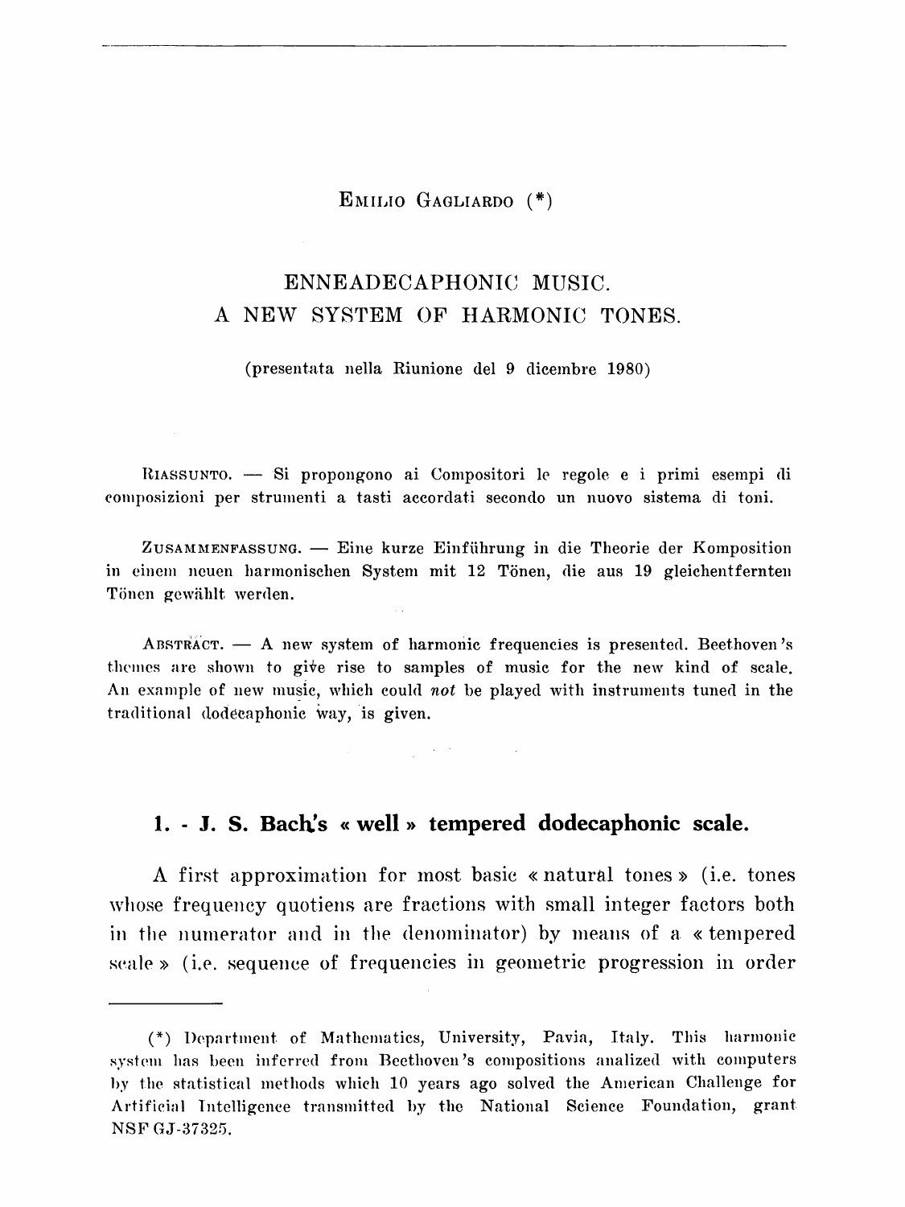EMILIO GAGLIARDO (*)

# ENNEADECAPHONIC MUSIC. A NEW SYSTEM OF HARMONIC TONES.

(presentata nella Riunione del 9 dicembre 1980)

RIASSUNTO. — Si propongono ai Compositori le regole e i primi esempi di composizioni per strumenti a tasti accordati secondo un nuovo sistema di toni.

ZUSAMMENFASSUNG. — Eine kurze Einführung in die Theorie der Komposition in einem neuen harmonischen System mit 12 Tönen, die aus 19 gleichentfernten Tönen gewählt werden.

ABSTRACT. — A new system of harmonic frequencies is presented. Beethoven's themes are shown to give rise to samples of music for the new kind of scale. An example of new music, which could *not* be played with instruments tuned in the traditional dodecaphonic way, is given.

## 1. - J. S. Bach's « well » tempered dodecaphonic scale.

A first approximation for most basic « natural tones » (i.e. tones whose frequency quotiens are fractions with small integer factors both in the numerator and in the denominator) by means of a « tempered scale » (i.e. sequence of frequencies in geometric progression in order

---

(*) Department of Mathematics, University, Pavia, Italy. This harmonic system has been inferred from Beethoven's compositions analized with computers by the statistical methods which 10 years ago solved the American Challenge for Artificial Intelligence transmitted by the National Science Foundation, grant NSF GJ-37325.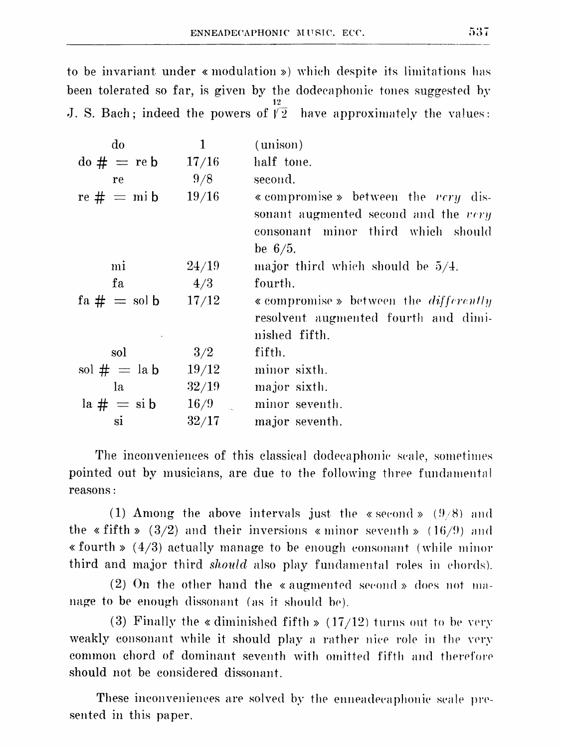to be invariant under « modulation ») which despite its limitations has been tolerated so far, is given by the dodecaphonic tones suggested by J. S. Bach; indeed the powers of $\sqrt[12]{2}$ have approximately the values:

| | | |
|---|---|---|
| do | 1 | (unison) |
| do # = re b | 17/16 | half tone. |
| re | 9/8 | second. |
| re # = mi b | 19/16 | « compromise » between the *very* dissonant augmented second and the *very* consonant minor third which should be 6/5. |
| mi | 24/19 | major third which should be 5/4. |
| fa | 4/3 | fourth. |
| fa # = sol b | 17/12 | « compromise » between the *differently* resolvent augmented fourth and diminished fifth. |
| sol | 3/2 | fifth. |
| sol # = la b | 19/12 | minor sixth. |
| la | 32/19 | major sixth. |
| la # = si b | 16/9 | minor seventh. |
| si | 32/17 | major seventh. |

The inconveniences of this classical dodecaphonic scale, sometimes pointed out by musicians, are due to the following three fundamental reasons:

(1) Among the above intervals just the « second » (9/8) and the « fifth » (3/2) and their inversions « minor seventh » (16/9) and « fourth » (4/3) actually manage to be enough consonant (while minor third and major third *should* also play fundamental roles in chords).

(2) On the other hand the « augmented second » does not manage to be enough dissonant (as it should be).

(3) Finally the « diminished fifth » (17/12) turns out to be very weakly consonant while it should play a rather nice role in the very common chord of dominant seventh with omitted fifth and therefore should not be considered dissonant.

These inconveniences are solved by the enneadecaphonic scale presented in this paper.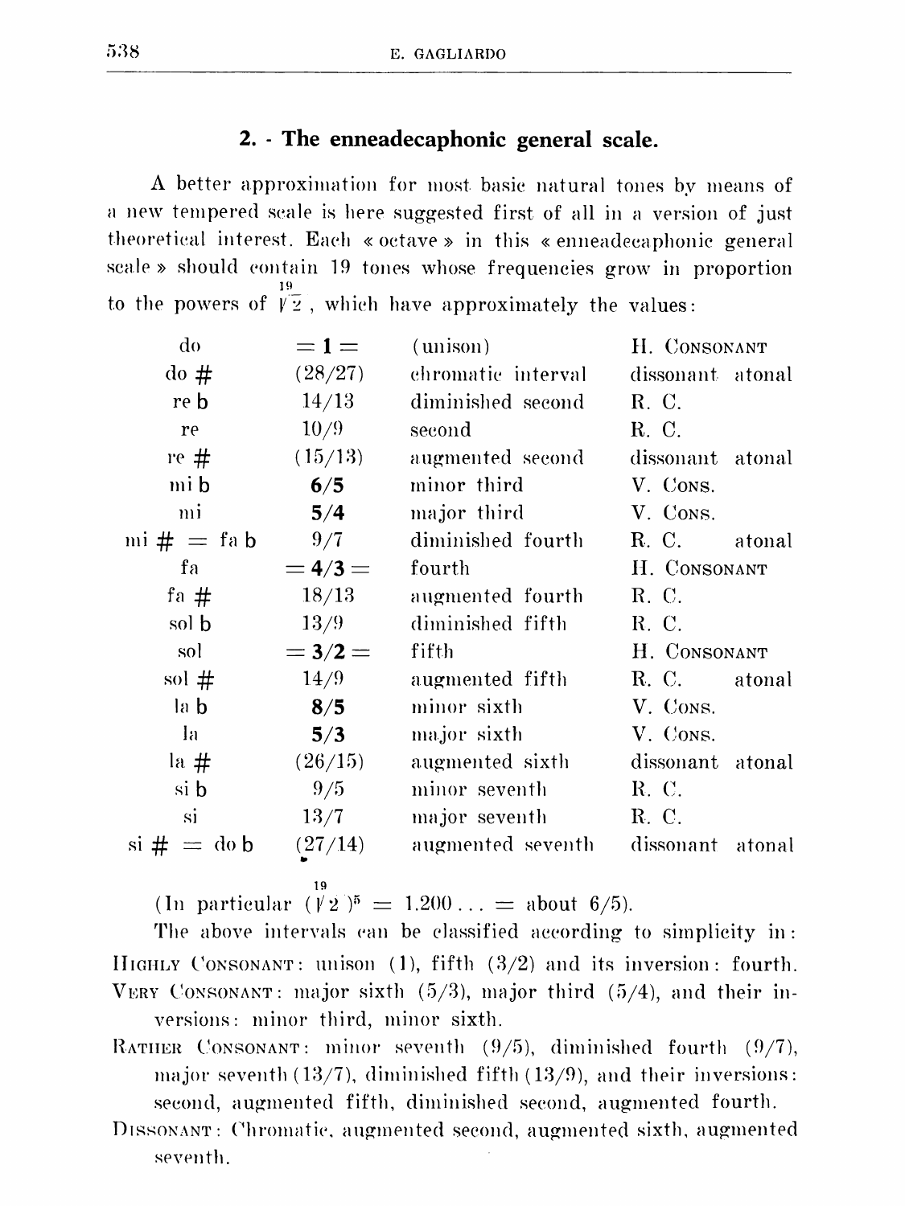## 2. - The enneadecaphonic general scale.

A better approximation for most basic natural tones by means of a new tempered scale is here suggested first of all in a version of just theoretical interest. Each « octave » in this « enneadecaphonic general scale » should contain 19 tones whose frequencies grow in proportion to the powers of $\sqrt[19]{2}$, which have approximately the values:

| | | | |
|---|---|---|---|
| do | = **1** = | (unison) | H. CONSONANT |
| do # | (28/27) | chromatic interval | dissonant atonal |
| re b | 14/13 | diminished second | R. C. |
| re | 10/9 | second | R. C. |
| re # | (15/13) | augmented second | dissonant atonal |
| mi b | **6/5** | minor third | V. CONS. |
| mi | **5/4** | major third | V. CONS. |
| mi # = fa b | 9/7 | diminished fourth | R. C. atonal |
| fa | = **4/3** = | fourth | H. CONSONANT |
| fa # | 18/13 | augmented fourth | R. C. |
| sol b | 13/9 | diminished fifth | R. C. |
| sol | = **3/2** = | fifth | H. CONSONANT |
| sol # | 14/9 | augmented fifth | R. C. atonal |
| la b | **8/5** | minor sixth | V. CONS. |
| la | **5/3** | major sixth | V. CONS. |
| la # | (26/15) | augmented sixth | dissonant atonal |
| si b | 9/5 | minor seventh | R. C. |
| si | 13/7 | major seventh | R. C. |
| si # = do b | (27/14) | augmented seventh | dissonant atonal |

(In particular $(\sqrt[19]{2})^5 = 1.200\ldots =$ about $6/5$).

The above intervals can be classified according to simplicity in:

HIGHLY CONSONANT: unison (1), fifth (3/2) and its inversion: fourth.

VERY CONSONANT: major sixth (5/3), major third (5/4), and their inversions: minor third, minor sixth.

RATHER CONSONANT: minor seventh (9/5), diminished fourth (9/7), major seventh (13/7), diminished fifth (13/9), and their inversions: second, augmented fifth, diminished second, augmented fourth.

DISSONANT: Chromatic, augmented second, augmented sixth, augmented seventh.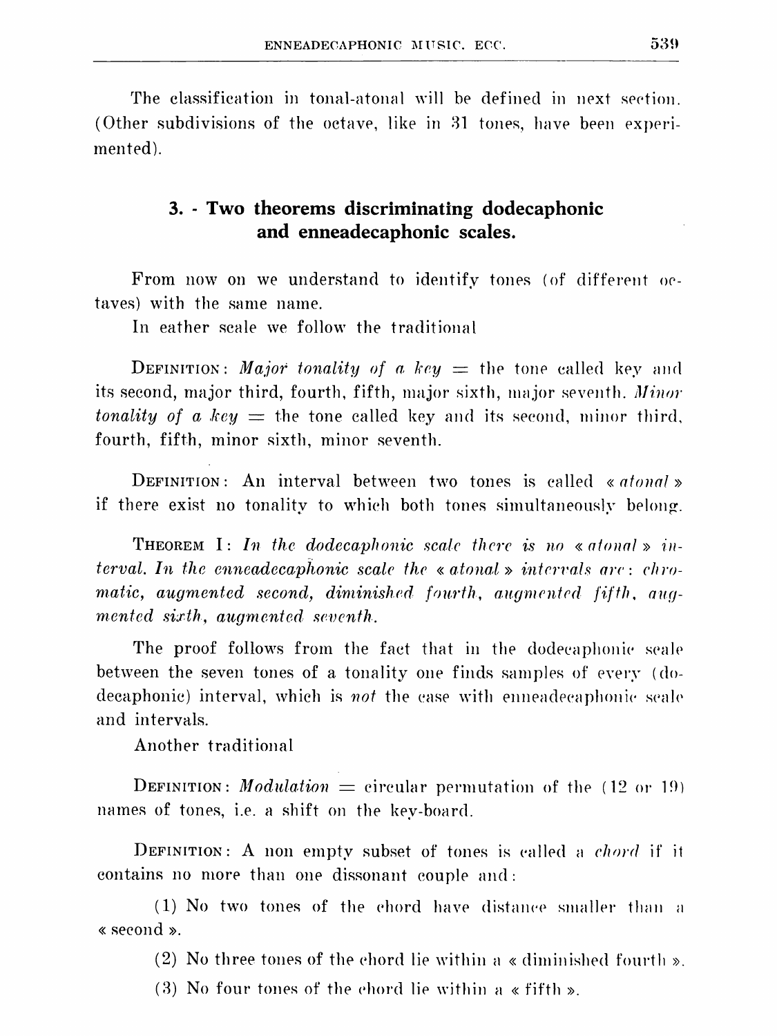The classification in tonal-atonal will be defined in next section. (Other subdivisions of the octave, like in 31 tones, have been experimented).

## 3. - Two theorems discriminating dodecaphonic and enneadecaphonic scales.

From now on we understand to identify tones (of different octaves) with the same name.

In eather scale we follow the traditional

DEFINITION: *Major tonality of a key* = the tone called key and its second, major third, fourth, fifth, major sixth, major seventh. *Minor tonality of a key* = the tone called key and its second, minor third, fourth, fifth, minor sixth, minor seventh.

DEFINITION: An interval between two tones is called « *atonal* » if there exist no tonality to which both tones simultaneously belong.

THEOREM I: *In the dodecaphonic scale there is no « atonal » interval. In the enneadecaphonic scale the « atonal » intervals are: chromatic, augmented second, diminished fourth, augmented fifth, augmented sixth, augmented seventh.*

The proof follows from the fact that in the dodecaphonic scale between the seven tones of a tonality one finds samples of every (dodecaphonic) interval, which is *not* the case with enneadecaphonic scale and intervals.

Another traditional

DEFINITION: *Modulation* = circular permutation of the (12 or 19) names of tones, i.e. a shift on the key-board.

DEFINITION: A non empty subset of tones is called a *chord* if it contains no more than one dissonant couple and:

(1) No two tones of the chord have distance smaller than a « second ».

(2) No three tones of the chord lie within a « diminished fourth ».

(3) No four tones of the chord lie within a « fifth ».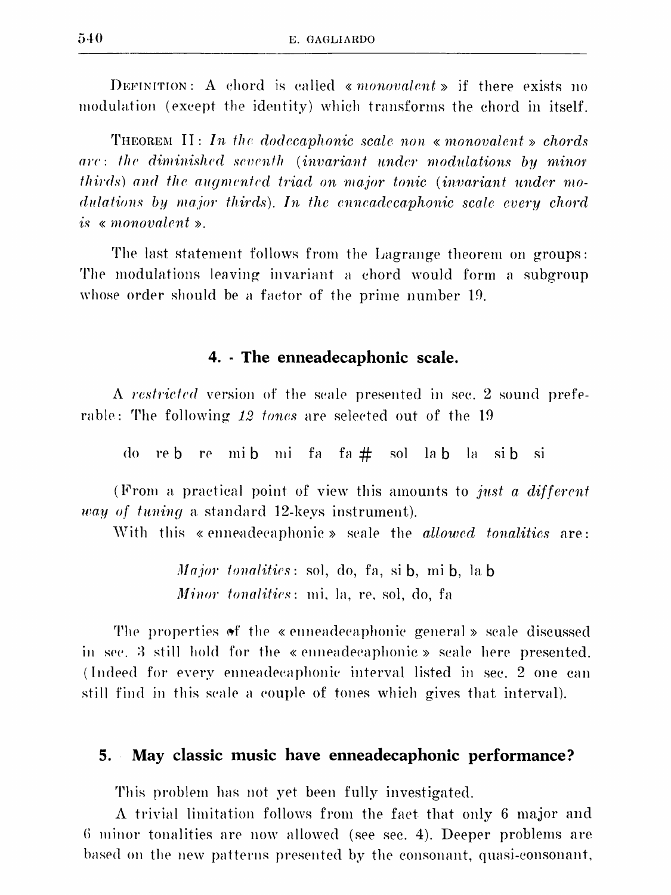DEFINITION: A chord is called « *monovalent* » if there exists no modulation (except the identity) which transforms the chord in itself.

THEOREM II: *In the dodecaphonic scale non « monovalent » chords are: the diminished seventh (invariant under modulations by minor thirds) and the augmented triad on major tonic (invariant under modulations by major thirds). In the enneadecaphonic scale every chord is « monovalent ».*

The last statement follows from the Lagrange theorem on groups: The modulations leaving invariant a chord would form a subgroup whose order should be a factor of the prime number 19.

## 4. - The enneadecaphonic scale.

A *restricted* version of the scale presented in sec. 2 sound preferable: The following *12 tones* are selected out of the 19

do re♭ re mi♭ mi fa fa# sol la♭ la si♭ si

(From a practical point of view this amounts to *just a different way of tuning* a standard 12-keys instrument).

With this « enneadecaphonic » scale the *allowed tonalities* are:

*Major tonalities*: sol, do, fa, si♭, mi♭, la♭
*Minor tonalities*: mi, la, re, sol, do, fa

The properties of the « enneadecaphonic general » scale discussed in sec. 3 still hold for the « enneadecaphonic » scale here presented. (Indeed for every enneadecaphonic interval listed in sec. 2 one can still find in this scale a couple of tones which gives that interval).

## 5. May classic music have enneadecaphonic performance?

This problem has not yet been fully investigated.

A trivial limitation follows from the fact that only 6 major and 6 minor tonalities are now allowed (see sec. 4). Deeper problems are based on the new patterns presented by the consonant, quasi-consonant,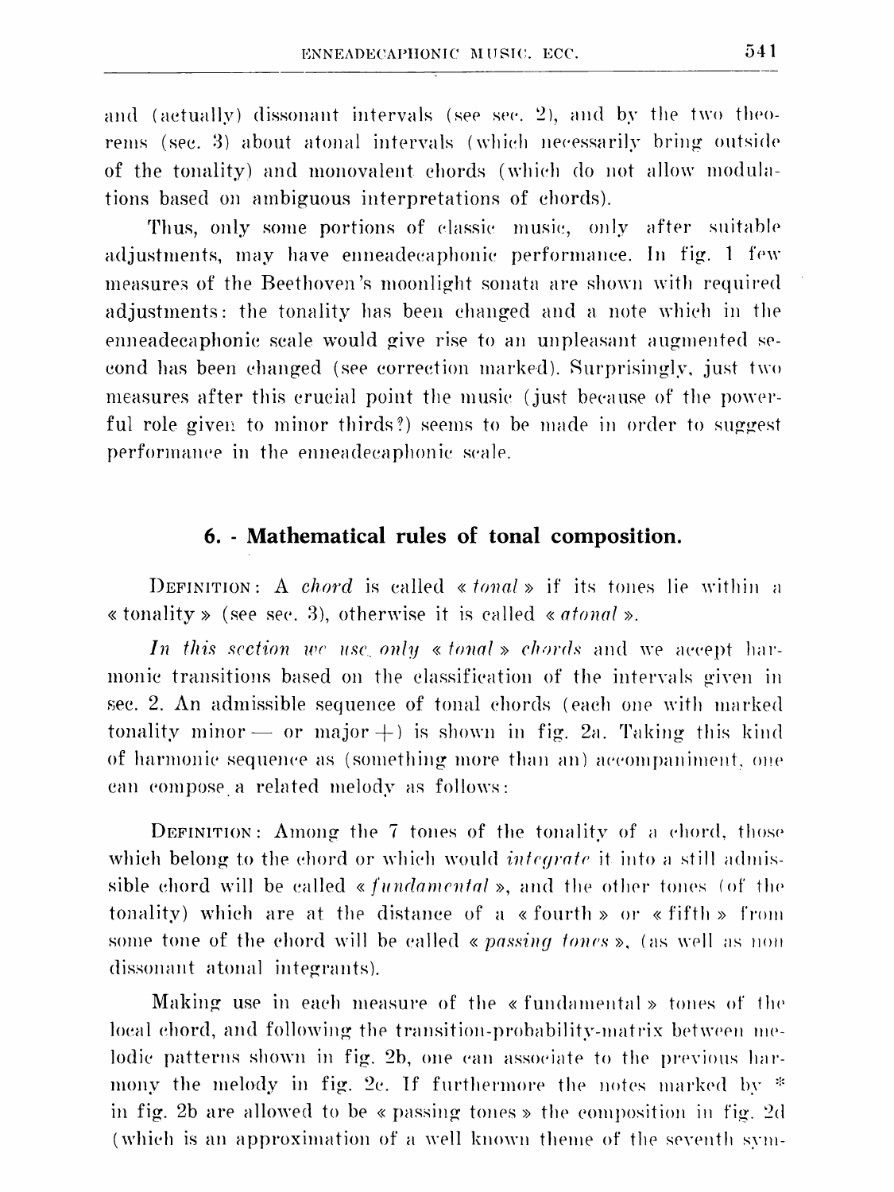and (actually) dissonant intervals (see sec. 2), and by the two theorems (sec. 3) about atonal intervals (which necessarily bring outside of the tonality) and monovalent chords (which do not allow modulations based on ambiguous interpretations of chords).

Thus, only some portions of classic music, only after suitable adjustments, may have enneadecaphonic performance. In fig. 1 few measures of the Beethoven's moonlight sonata are shown with required adjustments: the tonality has been changed and a note which in the enneadecaphonic scale would give rise to an unpleasant augmented second has been changed (see correction marked). Surprisingly, just two measures after this crucial point the music (just because of the powerful role given to minor thirds?) seems to be made in order to suggest performance in the enneadecaphonic scale.

## 6. - Mathematical rules of tonal composition.

DEFINITION: A *chord* is called « *tonal* » if its tones lie within a « tonality » (see sec. 3), otherwise it is called « *atonal* ».

*In this section we use only « tonal » chords* and we accept harmonic transitions based on the classification of the intervals given in sec. 2. An admissible sequence of tonal chords (each one with marked tonality minor — or major +) is shown in fig. 2a. Taking this kind of harmonic sequence as (something more than an) accompaniment, one can compose a related melody as follows:

DEFINITION: Among the 7 tones of the tonality of a chord, those which belong to the chord or which would *integrate* it into a still admissible chord will be called « *fundamental* », and the other tones (of the tonality) which are at the distance of a « fourth » or « fifth » from some tone of the chord will be called « *passing tones* », (as well as non dissonant atonal integrants).

Making use in each measure of the « fundamental » tones of the local chord, and following the transition-probability-matrix between melodic patterns shown in fig. 2b, one can associate to the previous harmony the melody in fig. 2c. If furthermore the notes marked by * in fig. 2b are allowed to be « passing tones » the composition in fig. 2d (which is an approximation of a well known theme of the seventh sym-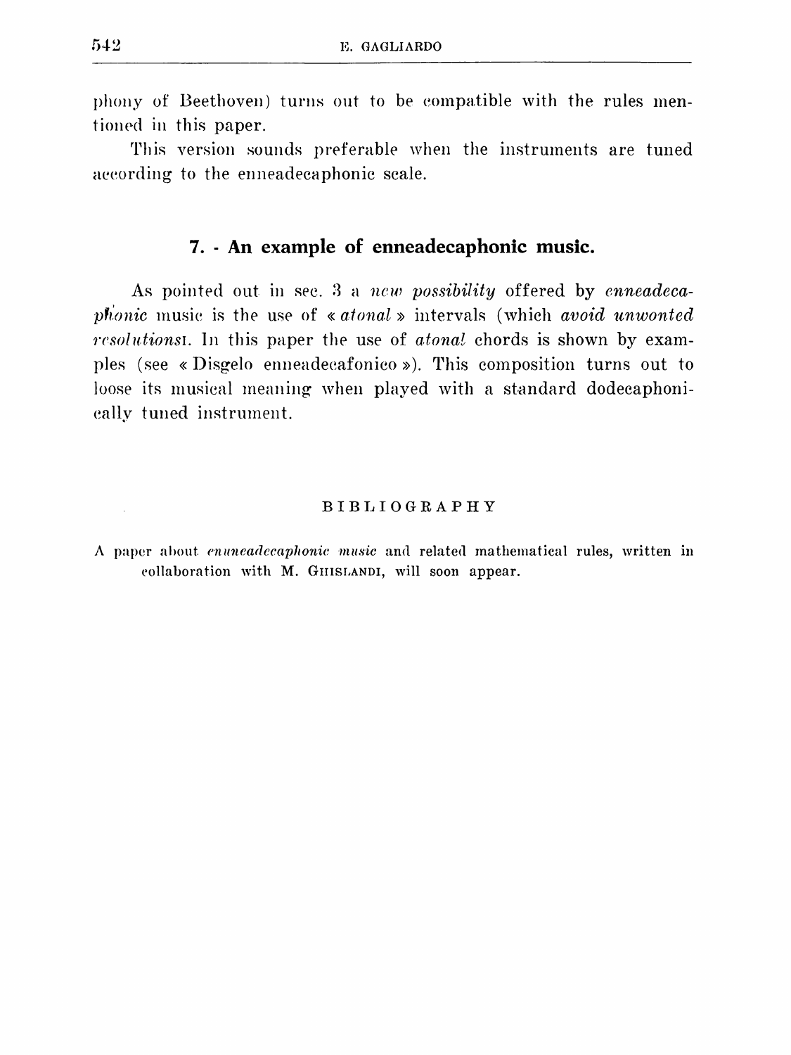phony of Beethoven) turns out to be compatible with the rules mentioned in this paper.

This version sounds preferable when the instruments are tuned according to the enneadecaphonic scale.

## 7. - An example of enneadecaphonic music.

As pointed out in sec. 3 a *new possibility* offered by *enneadecaphonic* music is the use of « *atonal* » intervals (which *avoid unwonted resolutions*). In this paper the use of *atonal* chords is shown by examples (see « Disgelo enneadecafonico »). This composition turns out to loose its musical meaning when played with a standard dodecaphonically tuned instrument.

### BIBLIOGRAPHY

A paper about *enuneadecaphonic music* and related mathematical rules, written in collaboration with M. Ghislandi, will soon appear.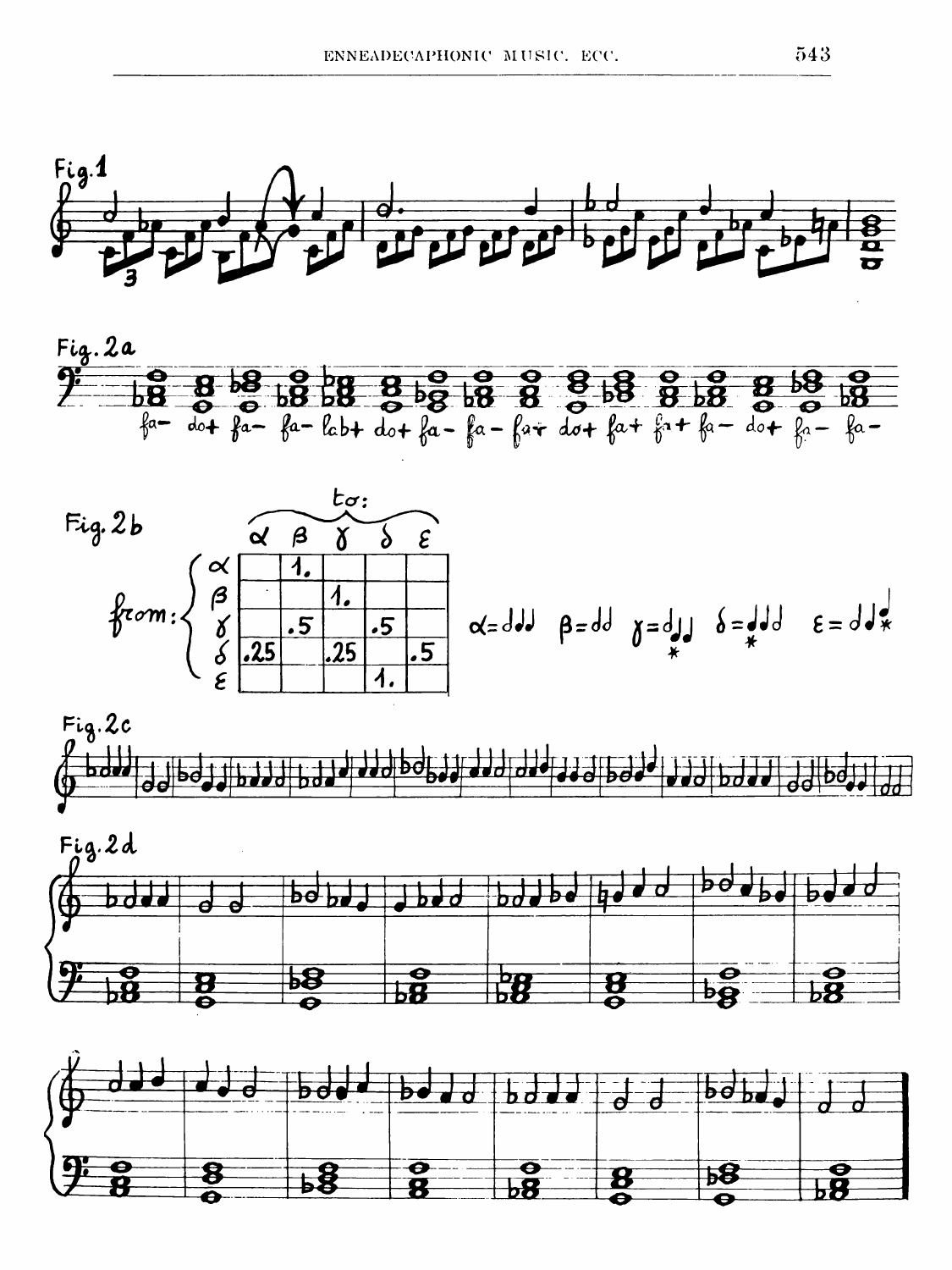Fig. 1

Fig. 2a

fa- do+ fa- fa- lab+ do+ fa- fa- fa+ do+ fa+ fa+ fa- do+ fa- fa-

Fig. 2b

| from: \ to: | α | β | γ | δ | ε |
|---|---|---|---|---|---|
| α | | 1. | | | |
| β | | | 1. | | |
| γ | | .5 | | .5 | |
| δ | .25 | | .25 | | .5 |
| ε | | | | 1. | |

Fig. 2c

Fig. 2d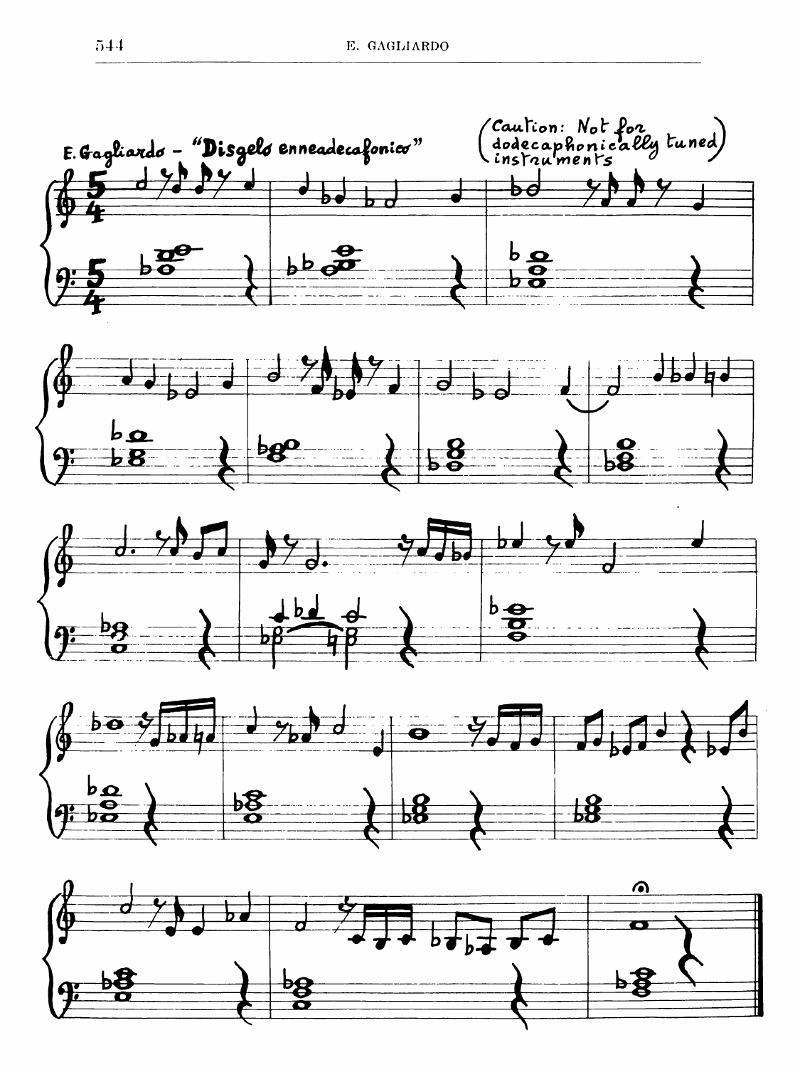E. Gagliardo - "Disgelo enneadecafonico"

(Caution: Not for dodecaphonically tuned instruments)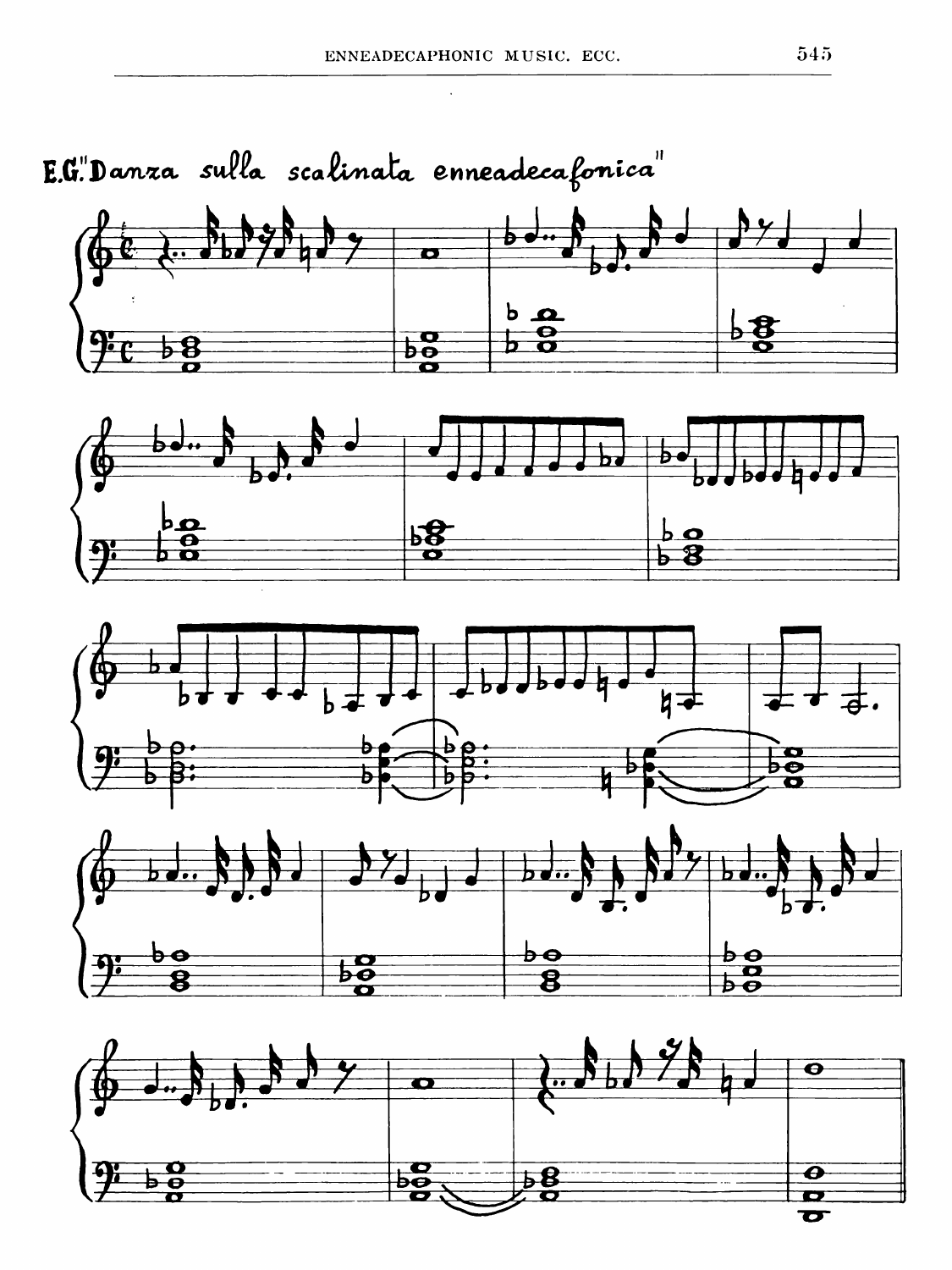E.G. "Danza sulla scalinata enneadecafonica"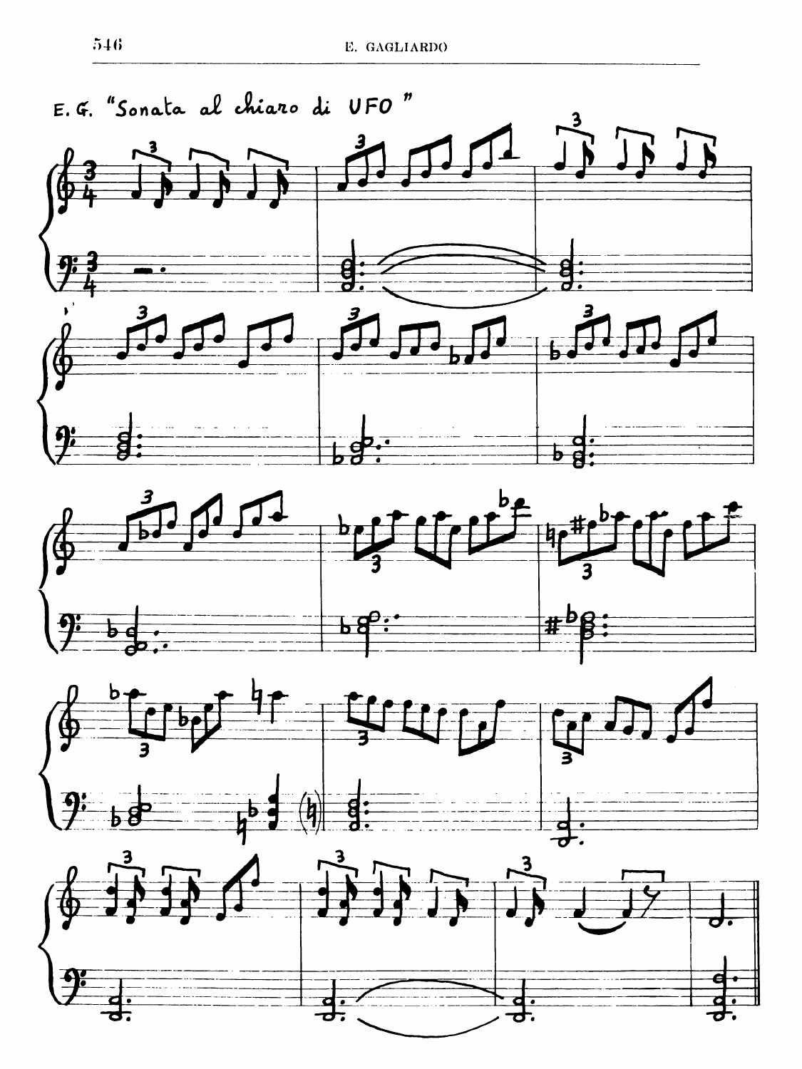E. G. "Sonata al chiaro di UFO"